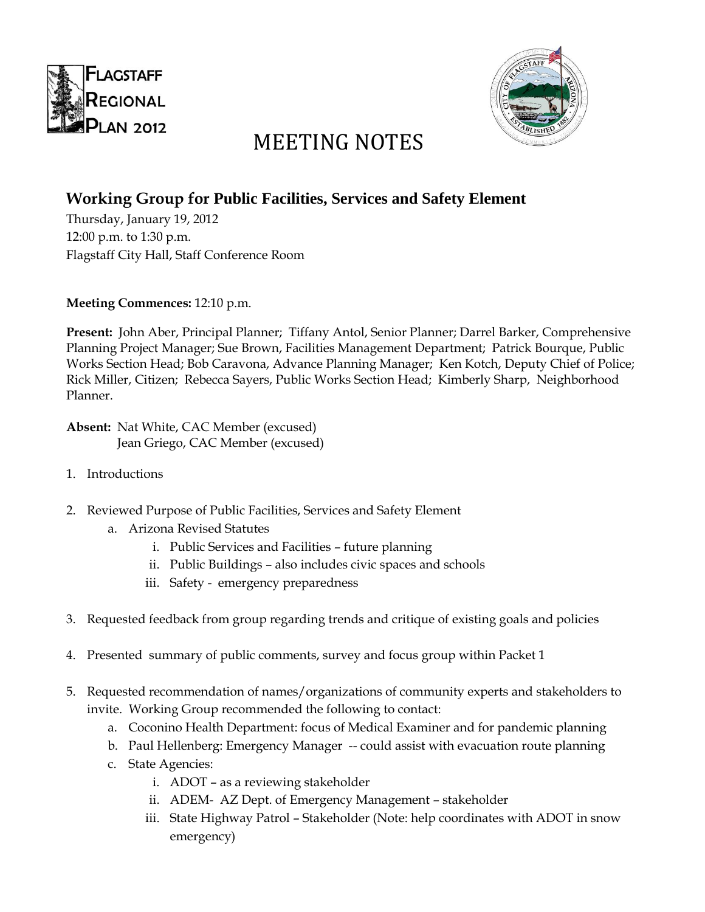# MEETING NOTES

## Working Group for Public Facilities, Services and Safety Element

Thursday, January 19, 2012
12:00 p.m. to 1:30 p.m.
Flagstaff City Hall, Staff Conference Room

**Meeting Commences:** 12:10 p.m.

**Present:** John Aber, Principal Planner; Tiffany Antol, Senior Planner; Darrel Barker, Comprehensive Planning Project Manager; Sue Brown, Facilities Management Department; Patrick Bourque, Public Works Section Head; Bob Caravona, Advance Planning Manager; Ken Kotch, Deputy Chief of Police; Rick Miller, Citizen; Rebecca Sayers, Public Works Section Head; Kimberly Sharp, Neighborhood Planner.

**Absent:** Nat White, CAC Member (excused)
Jean Griego, CAC Member (excused)

1. Introductions
2. Reviewed Purpose of Public Facilities, Services and Safety Element
   a. Arizona Revised Statutes
      i. Public Services and Facilities – future planning
      ii. Public Buildings – also includes civic spaces and schools
      iii. Safety - emergency preparedness
3. Requested feedback from group regarding trends and critique of existing goals and policies
4. Presented summary of public comments, survey and focus group within Packet 1
5. Requested recommendation of names/organizations of community experts and stakeholders to invite. Working Group recommended the following to contact:
   a. Coconino Health Department: focus of Medical Examiner and for pandemic planning
   b. Paul Hellenberg: Emergency Manager -- could assist with evacuation route planning
   c. State Agencies:
      i. ADOT – as a reviewing stakeholder
      ii. ADEM- AZ Dept. of Emergency Management – stakeholder
      iii. State Highway Patrol – Stakeholder (Note: help coordinates with ADOT in snow emergency)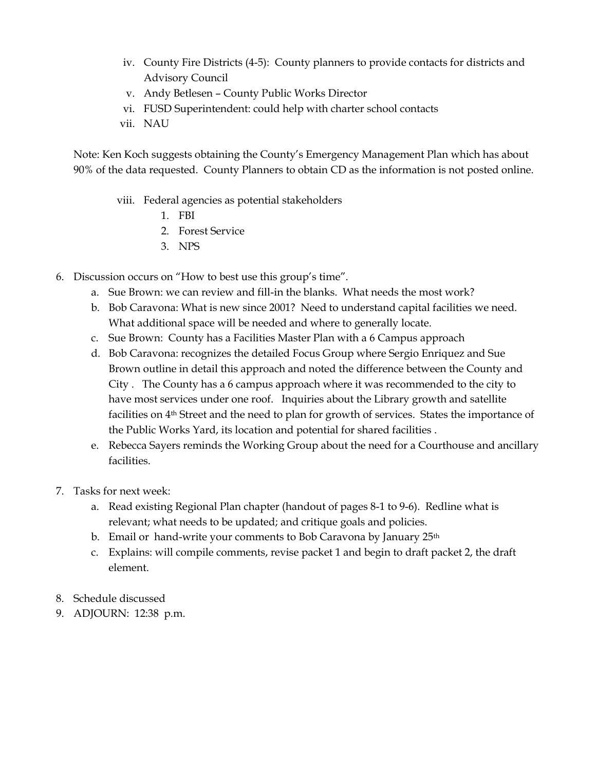iv. County Fire Districts (4-5): County planners to provide contacts for districts and Advisory Council
   v. Andy Betlesen – County Public Works Director
   vi. FUSD Superintendent: could help with charter school contacts
   vii. NAU

Note: Ken Koch suggests obtaining the County's Emergency Management Plan which has about 90% of the data requested. County Planners to obtain CD as the information is not posted online.

   viii. Federal agencies as potential stakeholders
      1. FBI
      2. Forest Service
      3. NPS

6. Discussion occurs on "How to best use this group's time".
   a. Sue Brown: we can review and fill-in the blanks. What needs the most work?
   b. Bob Caravona: What is new since 2001? Need to understand capital facilities we need. What additional space will be needed and where to generally locate.
   c. Sue Brown: County has a Facilities Master Plan with a 6 Campus approach
   d. Bob Caravona: recognizes the detailed Focus Group where Sergio Enriquez and Sue Brown outline in detail this approach and noted the difference between the County and City . The County has a 6 campus approach where it was recommended to the city to have most services under one roof. Inquiries about the Library growth and satellite facilities on 4th Street and the need to plan for growth of services. States the importance of the Public Works Yard, its location and potential for shared facilities .
   e. Rebecca Sayers reminds the Working Group about the need for a Courthouse and ancillary facilities.

7. Tasks for next week:
   a. Read existing Regional Plan chapter (handout of pages 8-1 to 9-6). Redline what is relevant; what needs to be updated; and critique goals and policies.
   b. Email or hand-write your comments to Bob Caravona by January 25th
   c. Explains: will compile comments, revise packet 1 and begin to draft packet 2, the draft element.

8. Schedule discussed
9. ADJOURN: 12:38 p.m.